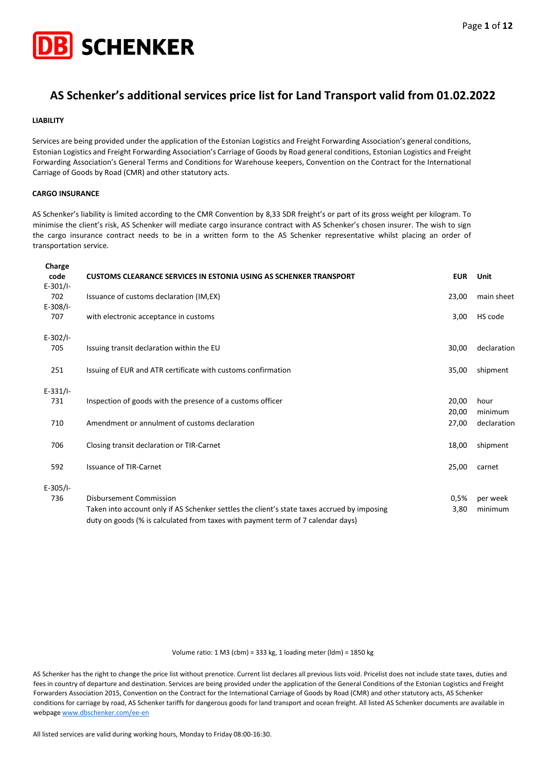# AS Schenker's additional services price list for Land Transport valid from 01.02.2022

**LIABILITY**

Services are being provided under the application of the Estonian Logistics and Freight Forwarding Association's general conditions, Estonian Logistics and Freight Forwarding Association's Carriage of Goods by Road general conditions, Estonian Logistics and Freight Forwarding Association's General Terms and Conditions for Warehouse keepers, Convention on the Contract for the International Carriage of Goods by Road (CMR) and other statutory acts.

**CARGO INSURANCE**

AS Schenker's liability is limited according to the CMR Convention by 8,33 SDR freight's or part of its gross weight per kilogram. To minimise the client's risk, AS Schenker will mediate cargo insurance contract with AS Schenker's chosen insurer. The wish to sign the cargo insurance contract needs to be in a written form to the AS Schenker representative whilst placing an order of transportation service.

| Charge code | CUSTOMS CLEARANCE SERVICES IN ESTONIA USING AS SCHENKER TRANSPORT | EUR | Unit |
|---|---|---|---|
| E-301/I-702 | Issuance of customs declaration (IM,EX) | 23,00 | main sheet |
| E-308/I-707 | with electronic acceptance in customs | 3,00 | HS code |
| E-302/I-705 | Issuing transit declaration within the EU | 30,00 | declaration |
| 251 | Issuing of EUR and ATR certificate with customs confirmation | 35,00 | shipment |
| E-331/I-731 | Inspection of goods with the presence of a customs officer | 20,00 | hour |
| | | 20,00 | minimum |
| 710 | Amendment or annulment of customs declaration | 27,00 | declaration |
| 706 | Closing transit declaration or TIR-Carnet | 18,00 | shipment |
| 592 | Issuance of TIR-Carnet | 25,00 | carnet |
| E-305/I-736 | Disbursement Commission | 0,5% | per week |
| | Taken into account only if AS Schenker settles the client's state taxes accrued by imposing duty on goods (% is calculated from taxes with payment term of 7 calendar days) | 3,80 | minimum |

Volume ratio: 1 M3 (cbm) = 333 kg, 1 loading meter (ldm) = 1850 kg

AS Schenker has the right to change the price list without prenotice. Current list declares all previous lists void. Pricelist does not include state taxes, duties and fees in country of departure and destination. Services are being provided under the application of the General Conditions of the Estonian Logistics and Freight Forwarders Association 2015, Convention on the Contract for the International Carriage of Goods by Road (CMR) and other statutory acts, AS Schenker conditions for carriage by road, AS Schenker tariffs for dangerous goods for land transport and ocean freight. All listed AS Schenker documents are available in webpage [www.dbschenker.com/ee-en](www.dbschenker.com/ee-en)

All listed services are valid during working hours, Monday to Friday 08:00-16:30.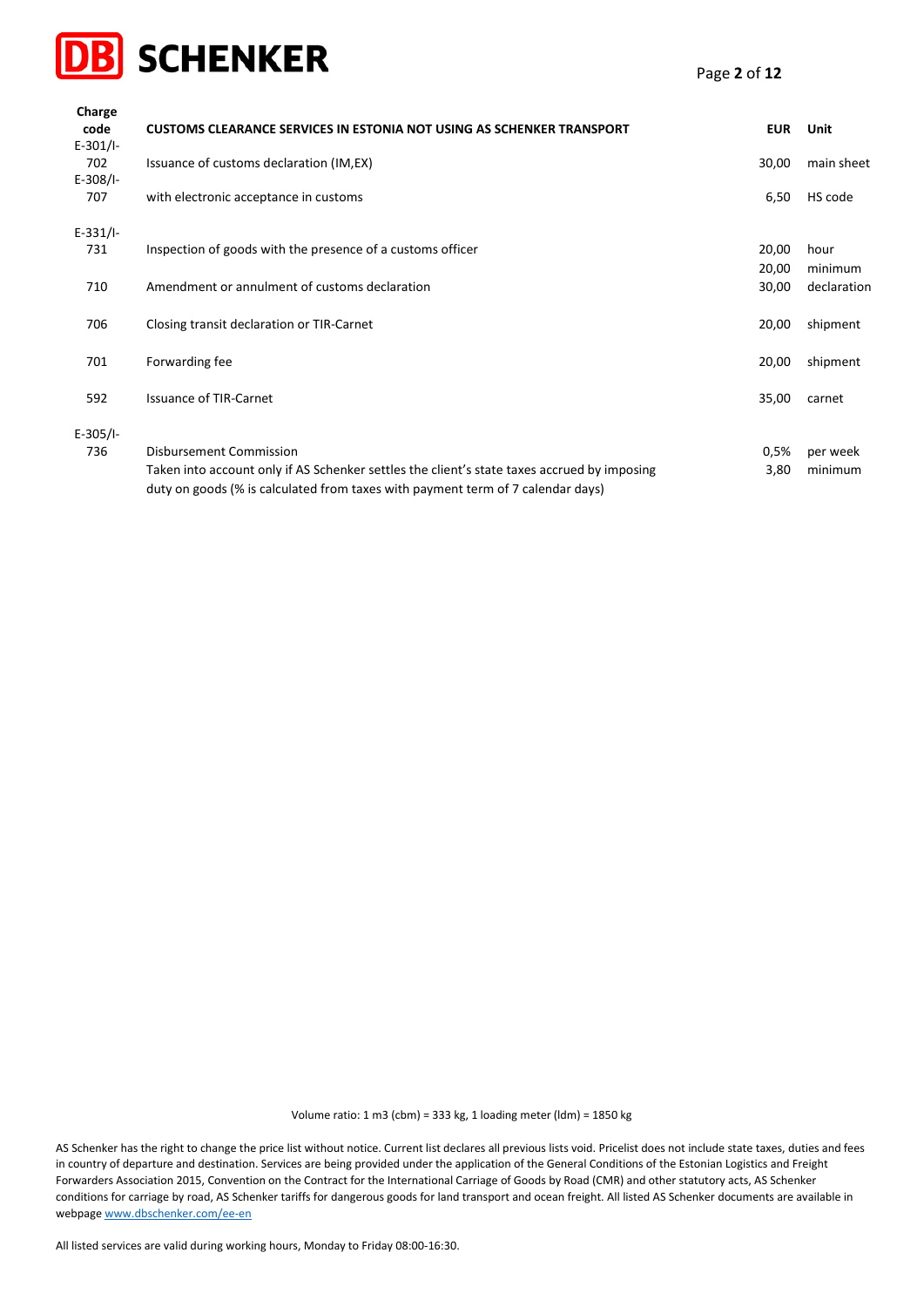| Charge code | CUSTOMS CLEARANCE SERVICES IN ESTONIA NOT USING AS SCHENKER TRANSPORT | EUR | Unit |
|---|---|---|---|
| E-301/I-702 | Issuance of customs declaration (IM,EX) | 30,00 | main sheet |
| E-308/I-707 | with electronic acceptance in customs | 6,50 | HS code |
| E-331/I-731 | Inspection of goods with the presence of a customs officer | 20,00 | hour |
| | | 20,00 | minimum |
| 710 | Amendment or annulment of customs declaration | 30,00 | declaration |
| 706 | Closing transit declaration or TIR-Carnet | 20,00 | shipment |
| 701 | Forwarding fee | 20,00 | shipment |
| 592 | Issuance of TIR-Carnet | 35,00 | carnet |
| E-305/I-736 | Disbursement Commission | 0,5% | per week |
| | Taken into account only if AS Schenker settles the client's state taxes accrued by imposing duty on goods (% is calculated from taxes with payment term of 7 calendar days) | 3,80 | minimum |

Volume ratio: 1 m3 (cbm) = 333 kg, 1 loading meter (ldm) = 1850 kg

AS Schenker has the right to change the price list without notice. Current list declares all previous lists void. Pricelist does not include state taxes, duties and fees in country of departure and destination. Services are being provided under the application of the General Conditions of the Estonian Logistics and Freight Forwarders Association 2015, Convention on the Contract for the International Carriage of Goods by Road (CMR) and other statutory acts, AS Schenker conditions for carriage by road, AS Schenker tariffs for dangerous goods for land transport and ocean freight. All listed AS Schenker documents are available in webpage www.dbschenker.com/ee-en

All listed services are valid during working hours, Monday to Friday 08:00-16:30.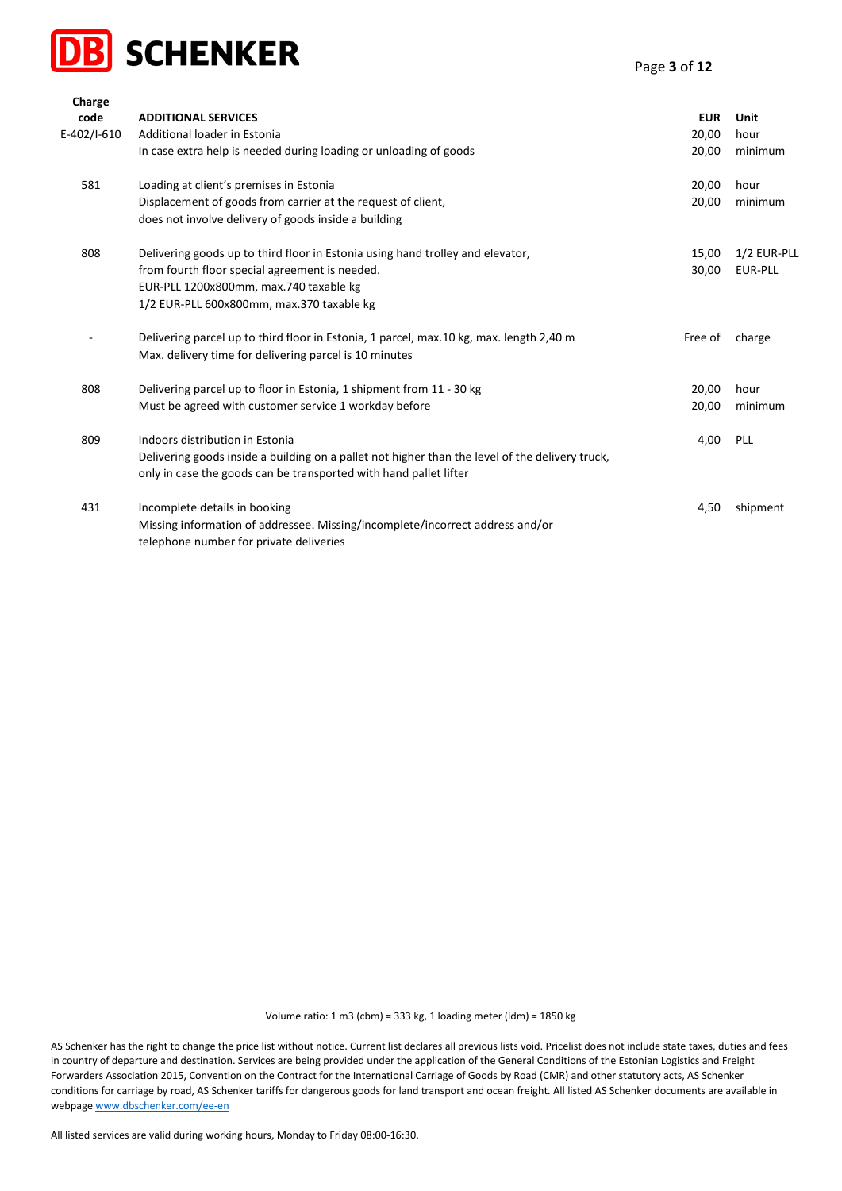| Charge code | ADDITIONAL SERVICES | EUR | Unit |
|---|---|---|---|
| E-402/I-610 | Additional loader in Estonia | 20,00 | hour |
| | In case extra help is needed during loading or unloading of goods | 20,00 | minimum |
| 581 | Loading at client's premises in Estonia | 20,00 | hour |
| | Displacement of goods from carrier at the request of client, does not involve delivery of goods inside a building | 20,00 | minimum |
| 808 | Delivering goods up to third floor in Estonia using hand trolley and elevator, | 15,00 | 1/2 EUR-PLL |
| | from fourth floor special agreement is needed. EUR-PLL 1200x800mm, max.740 taxable kg 1/2 EUR-PLL 600x800mm, max.370 taxable kg | 30,00 | EUR-PLL |
| - | Delivering parcel up to third floor in Estonia, 1 parcel, max.10 kg, max. length 2,40 m Max. delivery time for delivering parcel is 10 minutes | Free of | charge |
| 808 | Delivering parcel up to floor in Estonia, 1 shipment from 11 - 30 kg | 20,00 | hour |
| | Must be agreed with customer service 1 workday before | 20,00 | minimum |
| 809 | Indoors distribution in Estonia Delivering goods inside a building on a pallet not higher than the level of the delivery truck, only in case the goods can be transported with hand pallet lifter | 4,00 | PLL |
| 431 | Incomplete details in booking Missing information of addressee. Missing/incomplete/incorrect address and/or telephone number for private deliveries | 4,50 | shipment |

Volume ratio: 1 m3 (cbm) = 333 kg, 1 loading meter (ldm) = 1850 kg

AS Schenker has the right to change the price list without notice. Current list declares all previous lists void. Pricelist does not include state taxes, duties and fees in country of departure and destination. Services are being provided under the application of the General Conditions of the Estonian Logistics and Freight Forwarders Association 2015, Convention on the Contract for the International Carriage of Goods by Road (CMR) and other statutory acts, AS Schenker conditions for carriage by road, AS Schenker tariffs for dangerous goods for land transport and ocean freight. All listed AS Schenker documents are available in webpage www.dbschenker.com/ee-en

All listed services are valid during working hours, Monday to Friday 08:00-16:30.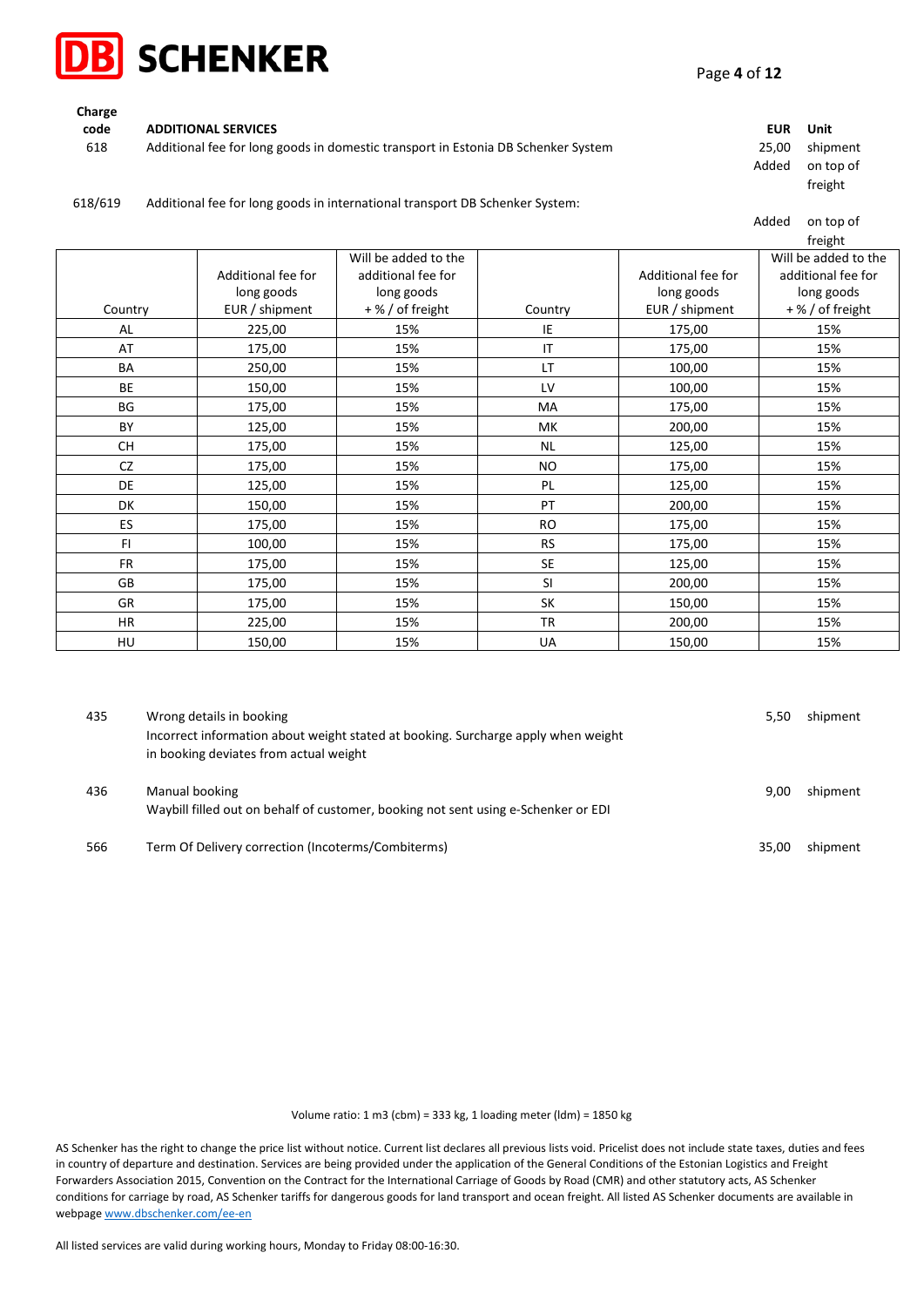| Charge code | ADDITIONAL SERVICES | EUR | Unit |
|---|---|---|---|
| 618 | Additional fee for long goods in domestic transport in Estonia DB Schenker System | 25,00 | shipment |
| | | Added | on top of freight |
| 618/619 | Additional fee for long goods in international transport DB Schenker System: | Added | on top of freight |

| Country | Additional fee for long goods EUR / shipment | Will be added to the additional fee for long goods + % / of freight | Country | Additional fee for long goods EUR / shipment | Will be added to the additional fee for long goods + % / of freight |
|---|---|---|---|---|---|
| AL | 225,00 | 15% | IE | 175,00 | 15% |
| AT | 175,00 | 15% | IT | 175,00 | 15% |
| BA | 250,00 | 15% | LT | 100,00 | 15% |
| BE | 150,00 | 15% | LV | 100,00 | 15% |
| BG | 175,00 | 15% | MA | 175,00 | 15% |
| BY | 125,00 | 15% | MK | 200,00 | 15% |
| CH | 175,00 | 15% | NL | 125,00 | 15% |
| CZ | 175,00 | 15% | NO | 175,00 | 15% |
| DE | 125,00 | 15% | PL | 125,00 | 15% |
| DK | 150,00 | 15% | PT | 200,00 | 15% |
| ES | 175,00 | 15% | RO | 175,00 | 15% |
| FI | 100,00 | 15% | RS | 175,00 | 15% |
| FR | 175,00 | 15% | SE | 125,00 | 15% |
| GB | 175,00 | 15% | SI | 200,00 | 15% |
| GR | 175,00 | 15% | SK | 150,00 | 15% |
| HR | 225,00 | 15% | TR | 200,00 | 15% |
| HU | 150,00 | 15% | UA | 150,00 | 15% |

| Charge code | Service | EUR | Unit |
|---|---|---|---|
| 435 | Wrong details in booking<br>Incorrect information about weight stated at booking. Surcharge apply when weight in booking deviates from actual weight | 5,50 | shipment |
| 436 | Manual booking<br>Waybill filled out on behalf of customer, booking not sent using e-Schenker or EDI | 9,00 | shipment |
| 566 | Term Of Delivery correction (Incoterms/Combiterms) | 35,00 | shipment |

Volume ratio: 1 m3 (cbm) = 333 kg, 1 loading meter (ldm) = 1850 kg

AS Schenker has the right to change the price list without notice. Current list declares all previous lists void. Pricelist does not include state taxes, duties and fees in country of departure and destination. Services are being provided under the application of the General Conditions of the Estonian Logistics and Freight Forwarders Association 2015, Convention on the Contract for the International Carriage of Goods by Road (CMR) and other statutory acts, AS Schenker conditions for carriage by road, AS Schenker tariffs for dangerous goods for land transport and ocean freight. All listed AS Schenker documents are available in webpage www.dbschenker.com/ee-en

All listed services are valid during working hours, Monday to Friday 08:00-16:30.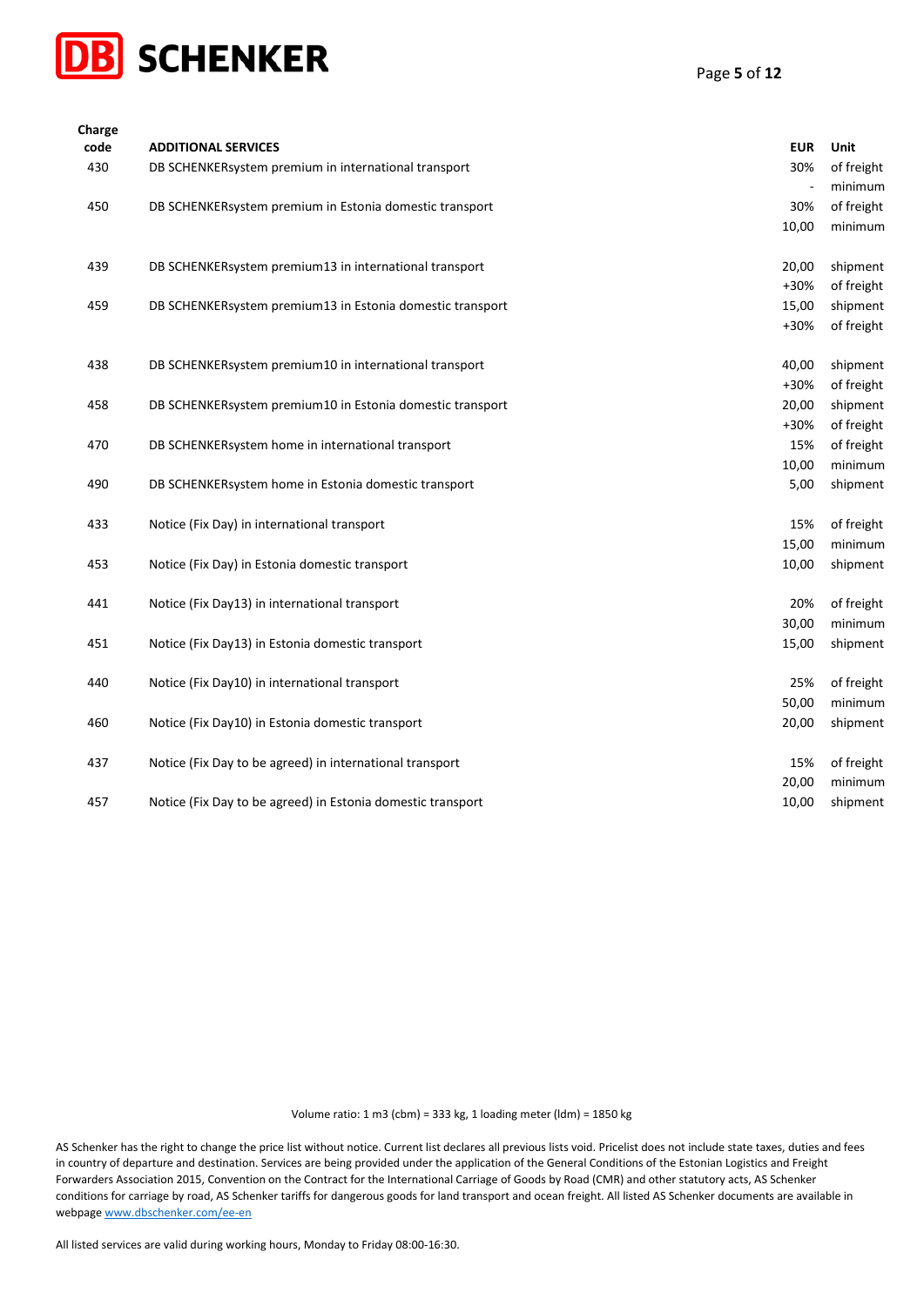| Charge code | ADDITIONAL SERVICES | EUR | Unit |
|---|---|---|---|
| 430 | DB SCHENKERsystem premium in international transport | 30% | of freight |
| | | - | minimum |
| 450 | DB SCHENKERsystem premium in Estonia domestic transport | 30% | of freight |
| | | 10,00 | minimum |
| 439 | DB SCHENKERsystem premium13 in international transport | 20,00 | shipment |
| | | +30% | of freight |
| 459 | DB SCHENKERsystem premium13 in Estonia domestic transport | 15,00 | shipment |
| | | +30% | of freight |
| 438 | DB SCHENKERsystem premium10 in international transport | 40,00 | shipment |
| | | +30% | of freight |
| 458 | DB SCHENKERsystem premium10 in Estonia domestic transport | 20,00 | shipment |
| | | +30% | of freight |
| 470 | DB SCHENKERsystem home in international transport | 15% | of freight |
| | | 10,00 | minimum |
| 490 | DB SCHENKERsystem home in Estonia domestic transport | 5,00 | shipment |
| 433 | Notice (Fix Day) in international transport | 15% | of freight |
| | | 15,00 | minimum |
| 453 | Notice (Fix Day) in Estonia domestic transport | 10,00 | shipment |
| 441 | Notice (Fix Day13) in international transport | 20% | of freight |
| | | 30,00 | minimum |
| 451 | Notice (Fix Day13) in Estonia domestic transport | 15,00 | shipment |
| 440 | Notice (Fix Day10) in international transport | 25% | of freight |
| | | 50,00 | minimum |
| 460 | Notice (Fix Day10) in Estonia domestic transport | 20,00 | shipment |
| 437 | Notice (Fix Day to be agreed) in international transport | 15% | of freight |
| | | 20,00 | minimum |
| 457 | Notice (Fix Day to be agreed) in Estonia domestic transport | 10,00 | shipment |

Volume ratio: 1 m3 (cbm) = 333 kg, 1 loading meter (ldm) = 1850 kg

AS Schenker has the right to change the price list without notice. Current list declares all previous lists void. Pricelist does not include state taxes, duties and fees in country of departure and destination. Services are being provided under the application of the General Conditions of the Estonian Logistics and Freight Forwarders Association 2015, Convention on the Contract for the International Carriage of Goods by Road (CMR) and other statutory acts, AS Schenker conditions for carriage by road, AS Schenker tariffs for dangerous goods for land transport and ocean freight. All listed AS Schenker documents are available in webpage www.dbschenker.com/ee-en

All listed services are valid during working hours, Monday to Friday 08:00-16:30.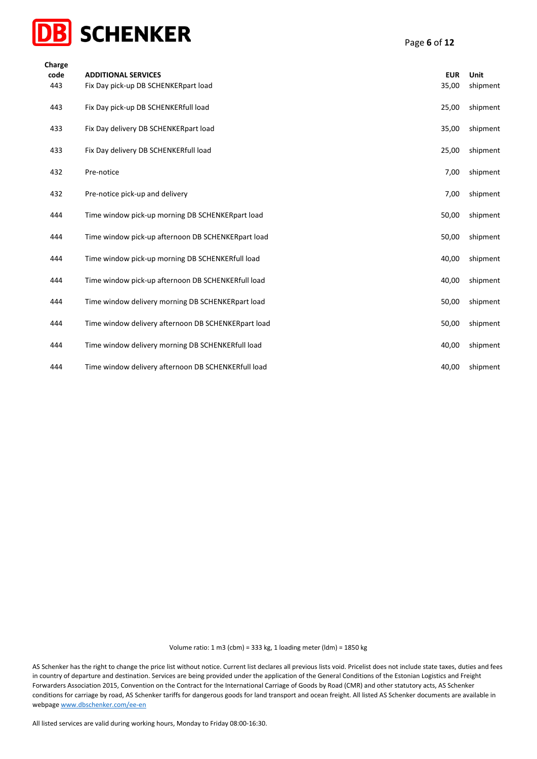| Charge code | ADDITIONAL SERVICES | EUR | Unit |
|---|---|---|---|
| 443 | Fix Day pick-up DB SCHENKERpart load | 35,00 | shipment |
| 443 | Fix Day pick-up DB SCHENKERfull load | 25,00 | shipment |
| 433 | Fix Day delivery DB SCHENKERpart load | 35,00 | shipment |
| 433 | Fix Day delivery DB SCHENKERfull load | 25,00 | shipment |
| 432 | Pre-notice | 7,00 | shipment |
| 432 | Pre-notice pick-up and delivery | 7,00 | shipment |
| 444 | Time window pick-up morning DB SCHENKERpart load | 50,00 | shipment |
| 444 | Time window pick-up afternoon DB SCHENKERpart load | 50,00 | shipment |
| 444 | Time window pick-up morning DB SCHENKERfull load | 40,00 | shipment |
| 444 | Time window pick-up afternoon DB SCHENKERfull load | 40,00 | shipment |
| 444 | Time window delivery morning DB SCHENKERpart load | 50,00 | shipment |
| 444 | Time window delivery afternoon DB SCHENKERpart load | 50,00 | shipment |
| 444 | Time window delivery morning DB SCHENKERfull load | 40,00 | shipment |
| 444 | Time window delivery afternoon DB SCHENKERfull load | 40,00 | shipment |

Volume ratio: 1 m3 (cbm) = 333 kg, 1 loading meter (ldm) = 1850 kg

AS Schenker has the right to change the price list without notice. Current list declares all previous lists void. Pricelist does not include state taxes, duties and fees in country of departure and destination. Services are being provided under the application of the General Conditions of the Estonian Logistics and Freight Forwarders Association 2015, Convention on the Contract for the International Carriage of Goods by Road (CMR) and other statutory acts, AS Schenker conditions for carriage by road, AS Schenker tariffs for dangerous goods for land transport and ocean freight. All listed AS Schenker documents are available in webpage www.dbschenker.com/ee-en

All listed services are valid during working hours, Monday to Friday 08:00-16:30.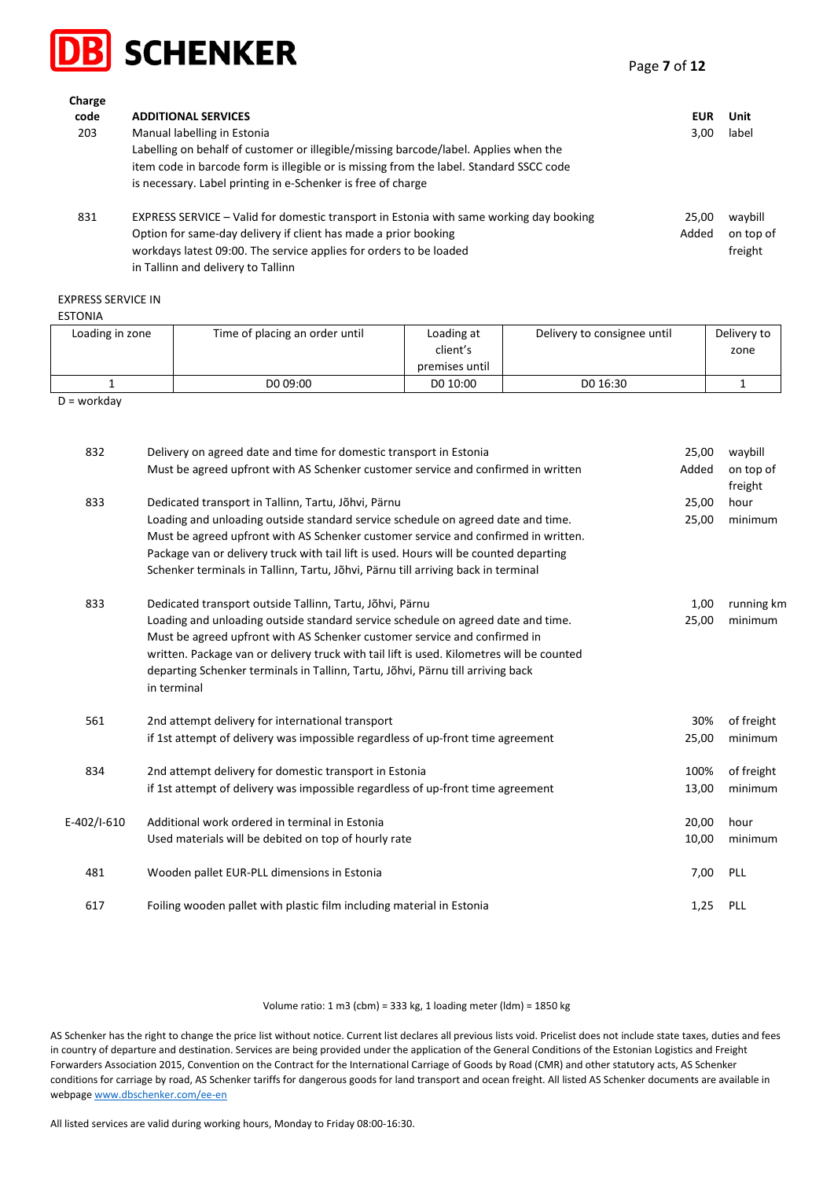| Charge code | ADDITIONAL SERVICES | EUR | Unit |
|---|---|---|---|
| 203 | Manual labelling in Estonia<br>Labelling on behalf of customer or illegible/missing barcode/label. Applies when the item code in barcode form is illegible or is missing from the label. Standard SSCC code is necessary. Label printing in e-Schenker is free of charge | 3,00 | label |
| 831 | EXPRESS SERVICE – Valid for domestic transport in Estonia with same working day booking<br>Option for same-day delivery if client has made a prior booking workdays latest 09:00. The service applies for orders to be loaded in Tallinn and delivery to Tallinn | 25,00<br>Added | waybill<br>on top of freight |

EXPRESS SERVICE IN ESTONIA

| Loading in zone | Time of placing an order until | Loading at client's premises until | Delivery to consignee until | Delivery to zone |
|---|---|---|---|---|
| 1 | D0 09:00 | D0 10:00 | D0 16:30 | 1 |

D = workday

| Charge code | Service | EUR | Unit |
|---|---|---|---|
| 832 | Delivery on agreed date and time for domestic transport in Estonia<br>Must be agreed upfront with AS Schenker customer service and confirmed in written | 25,00<br>Added | waybill<br>on top of freight |
| 833 | Dedicated transport in Tallinn, Tartu, Jõhvi, Pärnu<br>Loading and unloading outside standard service schedule on agreed date and time. Must be agreed upfront with AS Schenker customer service and confirmed in written. Package van or delivery truck with tail lift is used. Hours will be counted departing Schenker terminals in Tallinn, Tartu, Jõhvi, Pärnu till arriving back in terminal | 25,00<br>25,00 | hour<br>minimum |
| 833 | Dedicated transport outside Tallinn, Tartu, Jõhvi, Pärnu<br>Loading and unloading outside standard service schedule on agreed date and time. Must be agreed upfront with AS Schenker customer service and confirmed in written. Package van or delivery truck with tail lift is used. Kilometres will be counted departing Schenker terminals in Tallinn, Tartu, Jõhvi, Pärnu till arriving back in terminal | 1,00<br>25,00 | running km<br>minimum |
| 561 | 2nd attempt delivery for international transport<br>if 1st attempt of delivery was impossible regardless of up-front time agreement | 30%<br>25,00 | of freight<br>minimum |
| 834 | 2nd attempt delivery for domestic transport in Estonia<br>if 1st attempt of delivery was impossible regardless of up-front time agreement | 100%<br>13,00 | of freight<br>minimum |
| E-402/I-610 | Additional work ordered in terminal in Estonia<br>Used materials will be debited on top of hourly rate | 20,00<br>10,00 | hour<br>minimum |
| 481 | Wooden pallet EUR-PLL dimensions in Estonia | 7,00 | PLL |
| 617 | Foiling wooden pallet with plastic film including material in Estonia | 1,25 | PLL |

Volume ratio: 1 m3 (cbm) = 333 kg, 1 loading meter (ldm) = 1850 kg

AS Schenker has the right to change the price list without notice. Current list declares all previous lists void. Pricelist does not include state taxes, duties and fees in country of departure and destination. Services are being provided under the application of the General Conditions of the Estonian Logistics and Freight Forwarders Association 2015, Convention on the Contract for the International Carriage of Goods by Road (CMR) and other statutory acts, AS Schenker conditions for carriage by road, AS Schenker tariffs for dangerous goods for land transport and ocean freight. All listed AS Schenker documents are available in webpage [www.dbschenker.com/ee-en](www.dbschenker.com/ee-en)

All listed services are valid during working hours, Monday to Friday 08:00-16:30.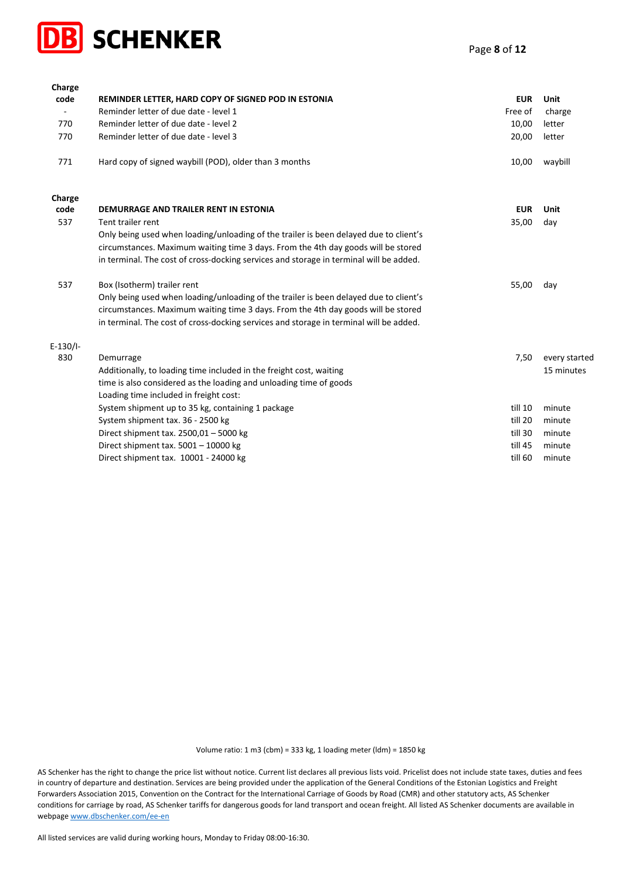| Charge code | REMINDER LETTER, HARD COPY OF SIGNED POD IN ESTONIA | EUR | Unit |
|---|---|---|---|
| - | Reminder letter of due date - level 1 | Free of | charge |
| 770 | Reminder letter of due date - level 2 | 10,00 | letter |
| 770 | Reminder letter of due date - level 3 | 20,00 | letter |
| 771 | Hard copy of signed waybill (POD), older than 3 months | 10,00 | waybill |

| Charge code | DEMURRAGE AND TRAILER RENT IN ESTONIA | EUR | Unit |
|---|---|---|---|
| 537 | Tent trailer rent<br>Only being used when loading/unloading of the trailer is been delayed due to client's circumstances. Maximum waiting time 3 days. From the 4th day goods will be stored in terminal. The cost of cross-docking services and storage in terminal will be added. | 35,00 | day |
| 537 | Box (Isotherm) trailer rent<br>Only being used when loading/unloading of the trailer is been delayed due to client's circumstances. Maximum waiting time 3 days. From the 4th day goods will be stored in terminal. The cost of cross-docking services and storage in terminal will be added. | 55,00 | day |
| E-130/I-830 | Demurrage<br>Additionally, to loading time included in the freight cost, waiting time is also considered as the loading and unloading time of goods | 7,50 | every started 15 minutes |
| | Loading time included in freight cost: | | |
| | System shipment up to 35 kg, containing 1 package | till 10 | minute |
| | System shipment tax. 36 - 2500 kg | till 20 | minute |
| | Direct shipment tax. 2500,01 – 5000 kg | till 30 | minute |
| | Direct shipment tax. 5001 – 10000 kg | till 45 | minute |
| | Direct shipment tax. 10001 - 24000 kg | till 60 | minute |

Volume ratio: 1 m3 (cbm) = 333 kg, 1 loading meter (ldm) = 1850 kg

AS Schenker has the right to change the price list without notice. Current list declares all previous lists void. Pricelist does not include state taxes, duties and fees in country of departure and destination. Services are being provided under the application of the General Conditions of the Estonian Logistics and Freight Forwarders Association 2015, Convention on the Contract for the International Carriage of Goods by Road (CMR) and other statutory acts, AS Schenker conditions for carriage by road, AS Schenker tariffs for dangerous goods for land transport and ocean freight. All listed AS Schenker documents are available in webpage [www.dbschenker.com/ee-en](http://www.dbschenker.com/ee-en)

All listed services are valid during working hours, Monday to Friday 08:00-16:30.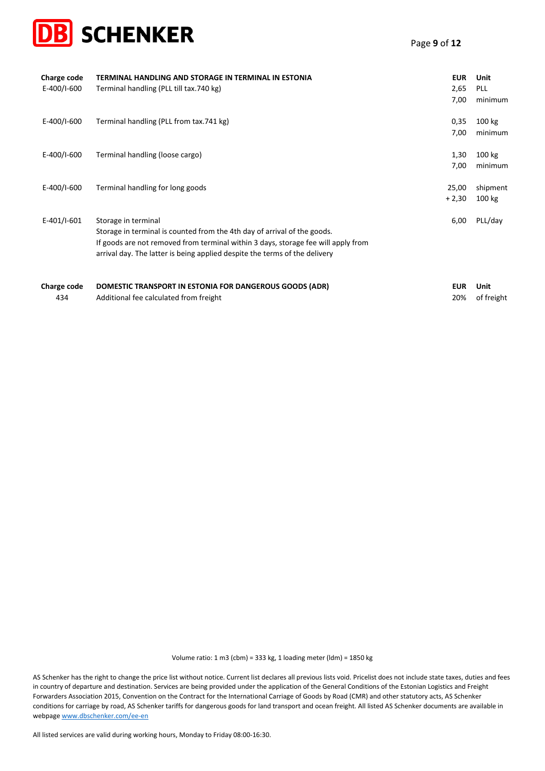| Charge code | TERMINAL HANDLING AND STORAGE IN TERMINAL IN ESTONIA | EUR | Unit |
|---|---|---|---|
| E-400/I-600 | Terminal handling (PLL till tax.740 kg) | 2,65 | PLL |
| | | 7,00 | minimum |
| E-400/I-600 | Terminal handling (PLL from tax.741 kg) | 0,35 | 100 kg |
| | | 7,00 | minimum |
| E-400/I-600 | Terminal handling (loose cargo) | 1,30 | 100 kg |
| | | 7,00 | minimum |
| E-400/I-600 | Terminal handling for long goods | 25,00 | shipment |
| | | + 2,30 | 100 kg |
| E-401/I-601 | Storage in terminal<br>Storage in terminal is counted from the 4th day of arrival of the goods.<br>If goods are not removed from terminal within 3 days, storage fee will apply from arrival day. The latter is being applied despite the terms of the delivery | 6,00 | PLL/day |

| Charge code | DOMESTIC TRANSPORT IN ESTONIA FOR DANGEROUS GOODS (ADR) | EUR | Unit |
|---|---|---|---|
| 434 | Additional fee calculated from freight | 20% | of freight |

Volume ratio: 1 m3 (cbm) = 333 kg, 1 loading meter (ldm) = 1850 kg

AS Schenker has the right to change the price list without notice. Current list declares all previous lists void. Pricelist does not include state taxes, duties and fees in country of departure and destination. Services are being provided under the application of the General Conditions of the Estonian Logistics and Freight Forwarders Association 2015, Convention on the Contract for the International Carriage of Goods by Road (CMR) and other statutory acts, AS Schenker conditions for carriage by road, AS Schenker tariffs for dangerous goods for land transport and ocean freight. All listed AS Schenker documents are available in webpage [www.dbschenker.com/ee-en](www.dbschenker.com/ee-en)

All listed services are valid during working hours, Monday to Friday 08:00-16:30.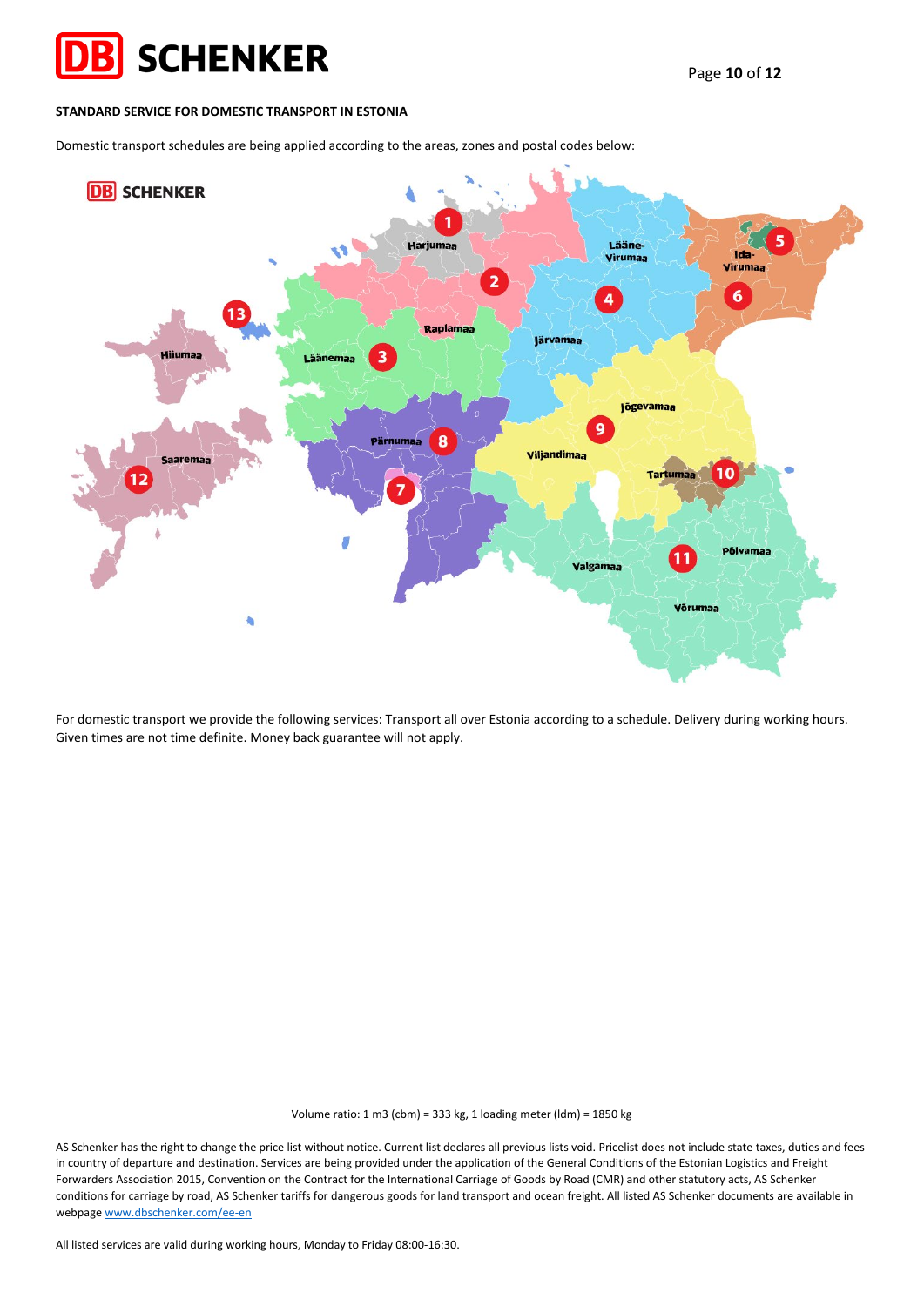**STANDARD SERVICE FOR DOMESTIC TRANSPORT IN ESTONIA**

Domestic transport schedules are being applied according to the areas, zones and postal codes below:

For domestic transport we provide the following services: Transport all over Estonia according to a schedule. Delivery during working hours. Given times are not time definite. Money back guarantee will not apply.

Volume ratio: 1 m3 (cbm) = 333 kg, 1 loading meter (ldm) = 1850 kg

AS Schenker has the right to change the price list without notice. Current list declares all previous lists void. Pricelist does not include state taxes, duties and fees in country of departure and destination. Services are being provided under the application of the General Conditions of the Estonian Logistics and Freight Forwarders Association 2015, Convention on the Contract for the International Carriage of Goods by Road (CMR) and other statutory acts, AS Schenker conditions for carriage by road, AS Schenker tariffs for dangerous goods for land transport and ocean freight. All listed AS Schenker documents are available in webpage [www.dbschenker.com/ee-en](www.dbschenker.com/ee-en)

All listed services are valid during working hours, Monday to Friday 08:00-16:30.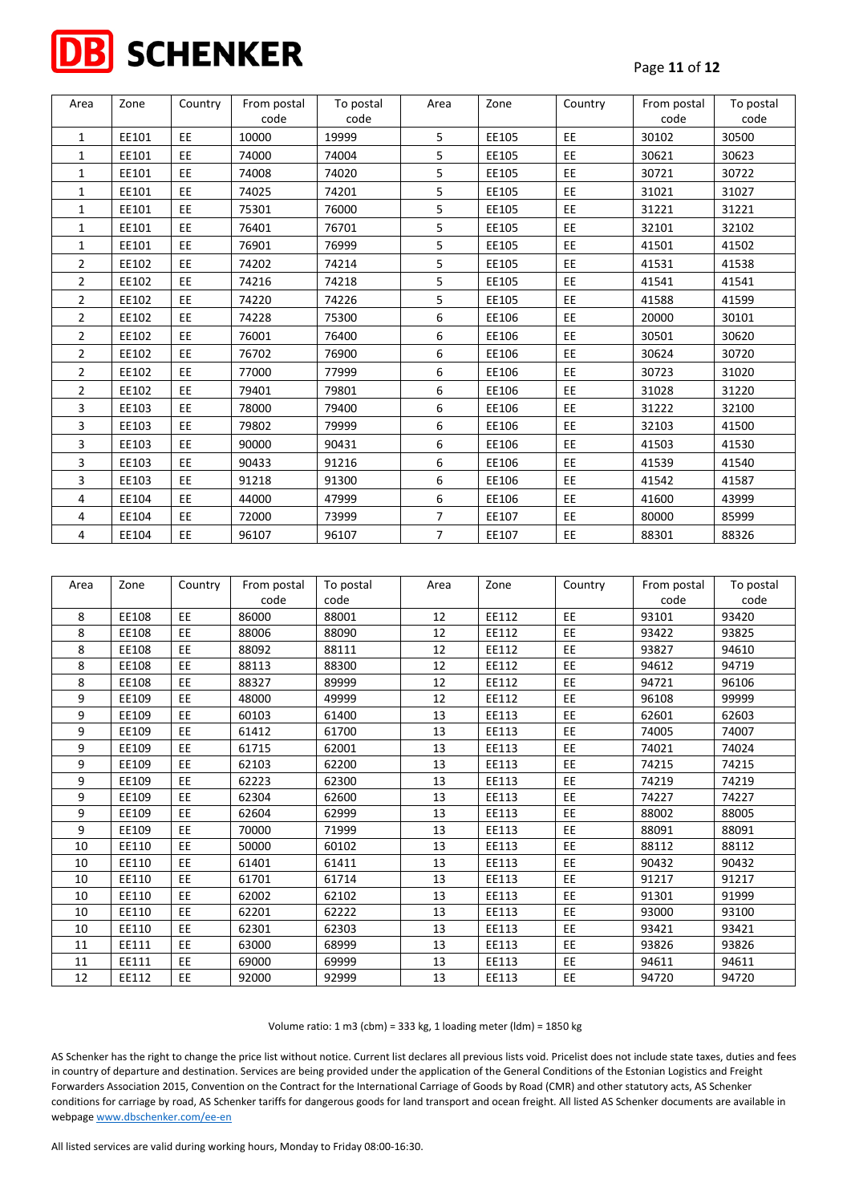| Area | Zone | Country | From postal code | To postal code | Area | Zone | Country | From postal code | To postal code |
|---|---|---|---|---|---|---|---|---|---|
| 1 | EE101 | EE | 10000 | 19999 | 5 | EE105 | EE | 30102 | 30500 |
| 1 | EE101 | EE | 74000 | 74004 | 5 | EE105 | EE | 30621 | 30623 |
| 1 | EE101 | EE | 74008 | 74020 | 5 | EE105 | EE | 30721 | 30722 |
| 1 | EE101 | EE | 74025 | 74201 | 5 | EE105 | EE | 31021 | 31027 |
| 1 | EE101 | EE | 75301 | 76000 | 5 | EE105 | EE | 31221 | 31221 |
| 1 | EE101 | EE | 76401 | 76701 | 5 | EE105 | EE | 32101 | 32102 |
| 1 | EE101 | EE | 76901 | 76999 | 5 | EE105 | EE | 41501 | 41502 |
| 2 | EE102 | EE | 74202 | 74214 | 5 | EE105 | EE | 41531 | 41538 |
| 2 | EE102 | EE | 74216 | 74218 | 5 | EE105 | EE | 41541 | 41541 |
| 2 | EE102 | EE | 74220 | 74226 | 5 | EE105 | EE | 41588 | 41599 |
| 2 | EE102 | EE | 74228 | 75300 | 6 | EE106 | EE | 20000 | 30101 |
| 2 | EE102 | EE | 76001 | 76400 | 6 | EE106 | EE | 30501 | 30620 |
| 2 | EE102 | EE | 76702 | 76900 | 6 | EE106 | EE | 30624 | 30720 |
| 2 | EE102 | EE | 77000 | 77999 | 6 | EE106 | EE | 30723 | 31020 |
| 2 | EE102 | EE | 79401 | 79801 | 6 | EE106 | EE | 31028 | 31220 |
| 3 | EE103 | EE | 78000 | 79400 | 6 | EE106 | EE | 31222 | 32100 |
| 3 | EE103 | EE | 79802 | 79999 | 6 | EE106 | EE | 32103 | 41500 |
| 3 | EE103 | EE | 90000 | 90431 | 6 | EE106 | EE | 41503 | 41530 |
| 3 | EE103 | EE | 90433 | 91216 | 6 | EE106 | EE | 41539 | 41540 |
| 3 | EE103 | EE | 91218 | 91300 | 6 | EE106 | EE | 41542 | 41587 |
| 4 | EE104 | EE | 44000 | 47999 | 6 | EE106 | EE | 41600 | 43999 |
| 4 | EE104 | EE | 72000 | 73999 | 7 | EE107 | EE | 80000 | 85999 |
| 4 | EE104 | EE | 96107 | 96107 | 7 | EE107 | EE | 88301 | 88326 |

| Area | Zone | Country | From postal code | To postal code | Area | Zone | Country | From postal code | To postal code |
|---|---|---|---|---|---|---|---|---|---|
| 8 | EE108 | EE | 86000 | 88001 | 12 | EE112 | EE | 93101 | 93420 |
| 8 | EE108 | EE | 88006 | 88090 | 12 | EE112 | EE | 93422 | 93825 |
| 8 | EE108 | EE | 88092 | 88111 | 12 | EE112 | EE | 93827 | 94610 |
| 8 | EE108 | EE | 88113 | 88300 | 12 | EE112 | EE | 94612 | 94719 |
| 8 | EE108 | EE | 88327 | 89999 | 12 | EE112 | EE | 94721 | 96106 |
| 9 | EE109 | EE | 48000 | 49999 | 12 | EE112 | EE | 96108 | 99999 |
| 9 | EE109 | EE | 60103 | 61400 | 13 | EE113 | EE | 62601 | 62603 |
| 9 | EE109 | EE | 61412 | 61700 | 13 | EE113 | EE | 74005 | 74007 |
| 9 | EE109 | EE | 61715 | 62001 | 13 | EE113 | EE | 74021 | 74024 |
| 9 | EE109 | EE | 62103 | 62200 | 13 | EE113 | EE | 74215 | 74215 |
| 9 | EE109 | EE | 62223 | 62300 | 13 | EE113 | EE | 74219 | 74219 |
| 9 | EE109 | EE | 62304 | 62600 | 13 | EE113 | EE | 74227 | 74227 |
| 9 | EE109 | EE | 62604 | 62999 | 13 | EE113 | EE | 88002 | 88005 |
| 9 | EE109 | EE | 70000 | 71999 | 13 | EE113 | EE | 88091 | 88091 |
| 10 | EE110 | EE | 50000 | 60102 | 13 | EE113 | EE | 88112 | 88112 |
| 10 | EE110 | EE | 61401 | 61411 | 13 | EE113 | EE | 90432 | 90432 |
| 10 | EE110 | EE | 61701 | 61714 | 13 | EE113 | EE | 91217 | 91217 |
| 10 | EE110 | EE | 62002 | 62102 | 13 | EE113 | EE | 91301 | 91999 |
| 10 | EE110 | EE | 62201 | 62222 | 13 | EE113 | EE | 93000 | 93100 |
| 10 | EE110 | EE | 62301 | 62303 | 13 | EE113 | EE | 93421 | 93421 |
| 11 | EE111 | EE | 63000 | 68999 | 13 | EE113 | EE | 93826 | 93826 |
| 11 | EE111 | EE | 69000 | 69999 | 13 | EE113 | EE | 94611 | 94611 |
| 12 | EE112 | EE | 92000 | 92999 | 13 | EE113 | EE | 94720 | 94720 |

Volume ratio: 1 m3 (cbm) = 333 kg, 1 loading meter (ldm) = 1850 kg

AS Schenker has the right to change the price list without notice. Current list declares all previous lists void. Pricelist does not include state taxes, duties and fees in country of departure and destination. Services are being provided under the application of the General Conditions of the Estonian Logistics and Freight Forwarders Association 2015, Convention on the Contract for the International Carriage of Goods by Road (CMR) and other statutory acts, AS Schenker conditions for carriage by road, AS Schenker tariffs for dangerous goods for land transport and ocean freight. All listed AS Schenker documents are available in webpage www.dbschenker.com/ee-en

All listed services are valid during working hours, Monday to Friday 08:00-16:30.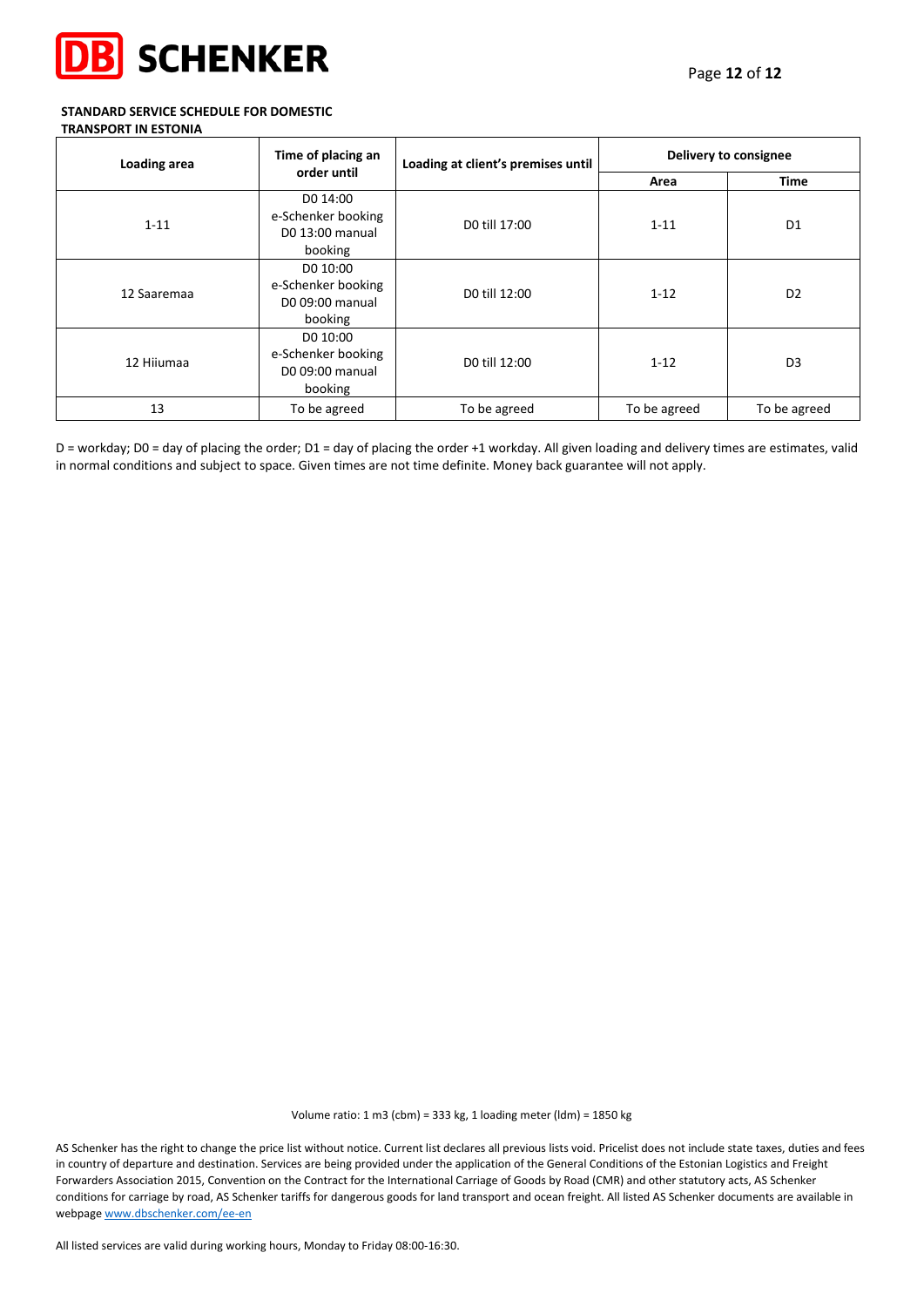**STANDARD SERVICE SCHEDULE FOR DOMESTIC TRANSPORT IN ESTONIA**

| Loading area | Time of placing an order until | Loading at client's premises until | Delivery to consignee | |
|---|---|---|---|---|
| | | | Area | Time |
| 1-11 | D0 14:00 e-Schenker booking D0 13:00 manual booking | D0 till 17:00 | 1-11 | D1 |
| 12 Saaremaa | D0 10:00 e-Schenker booking D0 09:00 manual booking | D0 till 12:00 | 1-12 | D2 |
| 12 Hiiumaa | D0 10:00 e-Schenker booking D0 09:00 manual booking | D0 till 12:00 | 1-12 | D3 |
| 13 | To be agreed | To be agreed | To be agreed | To be agreed |

D = workday; D0 = day of placing the order; D1 = day of placing the order +1 workday. All given loading and delivery times are estimates, valid in normal conditions and subject to space. Given times are not time definite. Money back guarantee will not apply.

Volume ratio: 1 m3 (cbm) = 333 kg, 1 loading meter (ldm) = 1850 kg

AS Schenker has the right to change the price list without notice. Current list declares all previous lists void. Pricelist does not include state taxes, duties and fees in country of departure and destination. Services are being provided under the application of the General Conditions of the Estonian Logistics and Freight Forwarders Association 2015, Convention on the Contract for the International Carriage of Goods by Road (CMR) and other statutory acts, AS Schenker conditions for carriage by road, AS Schenker tariffs for dangerous goods for land transport and ocean freight. All listed AS Schenker documents are available in webpage www.dbschenker.com/ee-en

All listed services are valid during working hours, Monday to Friday 08:00-16:30.